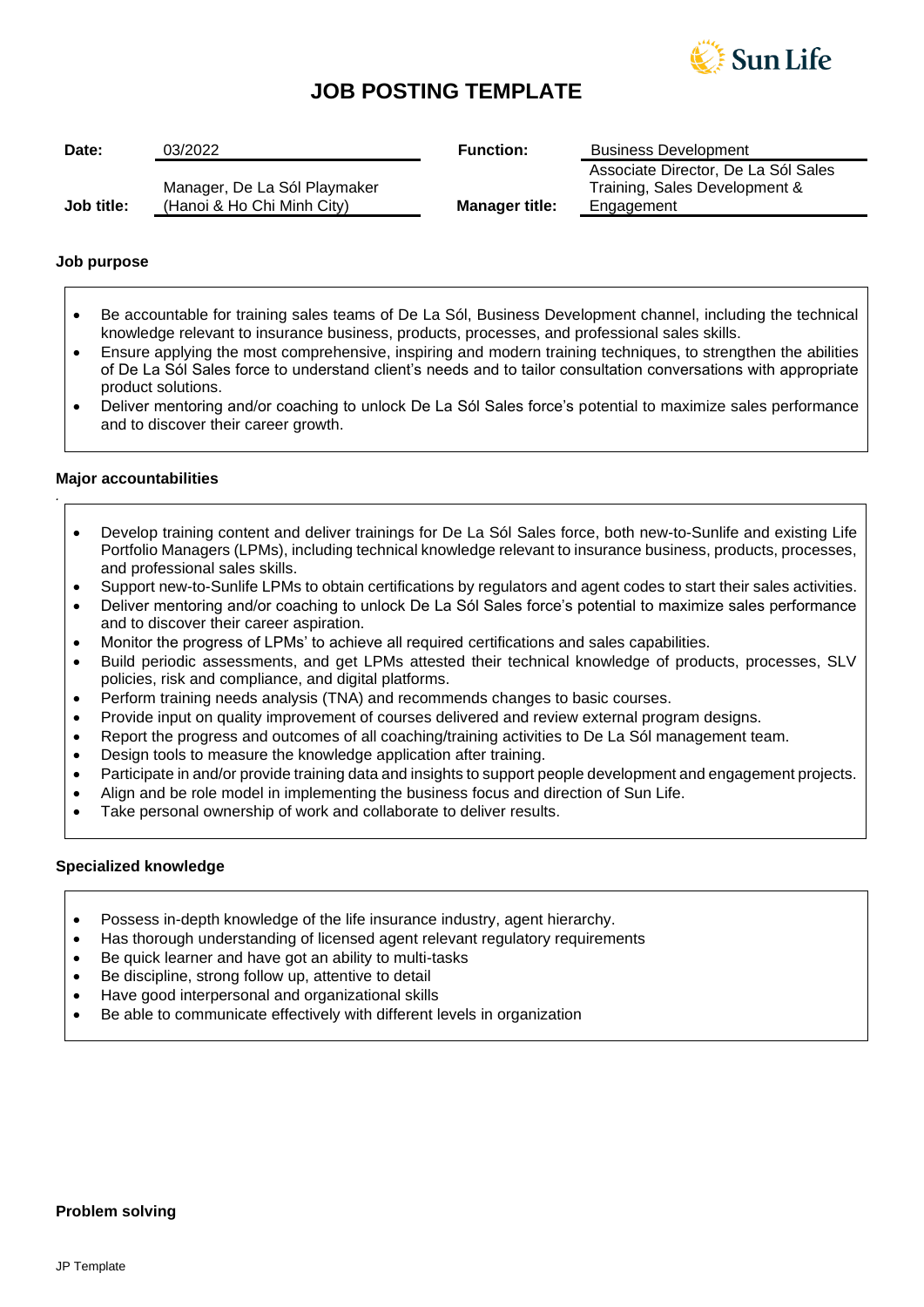# JOB POSTING TEMPLATE

| Date: | 03/2022 | Function: | Business Development |
|---|---|---|---|
| Job title: | Manager, De La Sól Playmaker (Hanoi & Ho Chi Minh City) | Manager title: | Associate Director, De La Sól Sales Training, Sales Development & Engagement |

**Job purpose**

- Be accountable for training sales teams of De La Sól, Business Development channel, including the technical knowledge relevant to insurance business, products, processes, and professional sales skills.
- Ensure applying the most comprehensive, inspiring and modern training techniques, to strengthen the abilities of De La Sól Sales force to understand client's needs and to tailor consultation conversations with appropriate product solutions.
- Deliver mentoring and/or coaching to unlock De La Sól Sales force's potential to maximize sales performance and to discover their career growth.

**Major accountabilities**

- Develop training content and deliver trainings for De La Sól Sales force, both new-to-Sunlife and existing Life Portfolio Managers (LPMs), including technical knowledge relevant to insurance business, products, processes, and professional sales skills.
- Support new-to-Sunlife LPMs to obtain certifications by regulators and agent codes to start their sales activities.
- Deliver mentoring and/or coaching to unlock De La Sól Sales force's potential to maximize sales performance and to discover their career aspiration.
- Monitor the progress of LPMs' to achieve all required certifications and sales capabilities.
- Build periodic assessments, and get LPMs attested their technical knowledge of products, processes, SLV policies, risk and compliance, and digital platforms.
- Perform training needs analysis (TNA) and recommends changes to basic courses.
- Provide input on quality improvement of courses delivered and review external program designs.
- Report the progress and outcomes of all coaching/training activities to De La Sól management team.
- Design tools to measure the knowledge application after training.
- Participate in and/or provide training data and insights to support people development and engagement projects.
- Align and be role model in implementing the business focus and direction of Sun Life.
- Take personal ownership of work and collaborate to deliver results.

**Specialized knowledge**

- Possess in-depth knowledge of the life insurance industry, agent hierarchy.
- Has thorough understanding of licensed agent relevant regulatory requirements
- Be quick learner and have got an ability to multi-tasks
- Be discipline, strong follow up, attentive to detail
- Have good interpersonal and organizational skills
- Be able to communicate effectively with different levels in organization

**Problem solving**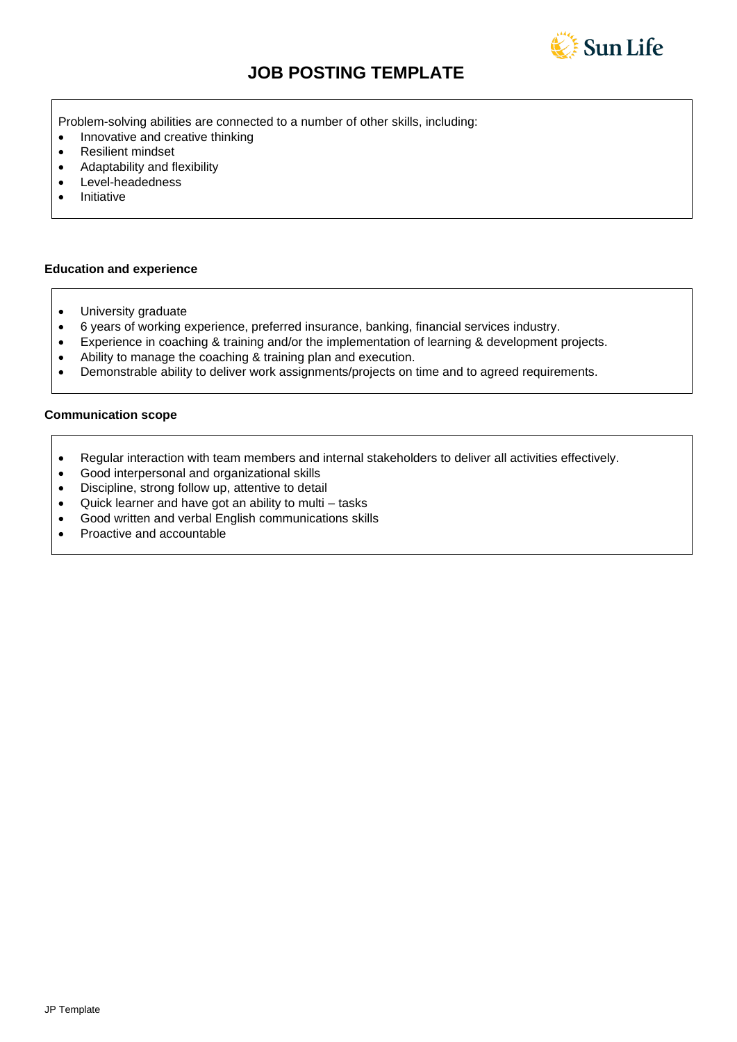# JOB POSTING TEMPLATE

Problem-solving abilities are connected to a number of other skills, including:

- Innovative and creative thinking
- Resilient mindset
- Adaptability and flexibility
- Level-headedness
- Initiative

**Education and experience**

- University graduate
- 6 years of working experience, preferred insurance, banking, financial services industry.
- Experience in coaching & training and/or the implementation of learning & development projects.
- Ability to manage the coaching & training plan and execution.
- Demonstrable ability to deliver work assignments/projects on time and to agreed requirements.

**Communication scope**

- Regular interaction with team members and internal stakeholders to deliver all activities effectively.
- Good interpersonal and organizational skills
- Discipline, strong follow up, attentive to detail
- Quick learner and have got an ability to multi – tasks
- Good written and verbal English communications skills
- Proactive and accountable